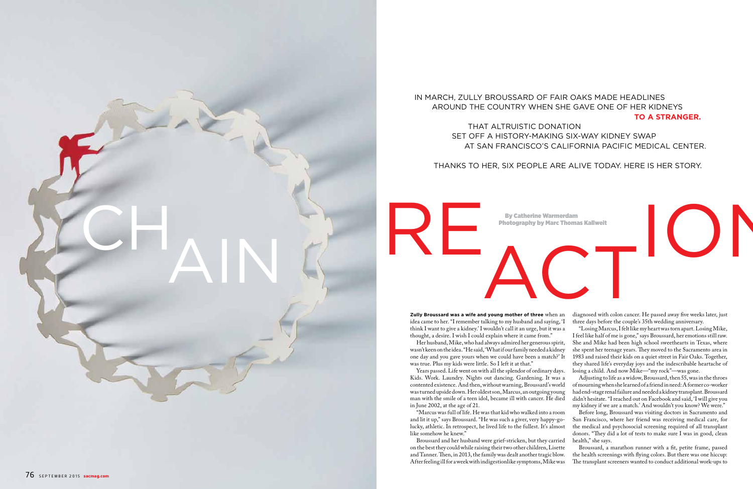# CHAIN REACTION

IN MARCH, ZULLY BROUSSARD OF FAIR OAKS MADE HEADLINES AROUND THE COUNTRY WHEN SHE GAVE ONE OF HER KIDNEYS **TO A STRANGER.**

THAT ALTRUISTIC DONATION SET OFF A HISTORY-MAKING SIX-WAY KIDNEY SWAP AT SAN FRANCISCO'S CALIFORNIA PACIFIC MEDICAL CENTER.

THANKS TO HER, SIX PEOPLE ARE ALIVE TODAY. HERE IS HER STORY.

**By Catherine Warmerdam**
**Photography by Marc Thomas Kallweit**

**Zully Broussard was a wife and young mother of three** when an idea came to her. "I remember talking to my husband and saying, 'I think I want to give a kidney.' I wouldn't call it an urge, but it was a thought, a desire. I wish I could explain where it came from."

Her husband, Mike, who had always admired her generous spirit, wasn't keen on the idea. "He said, 'What if our family needed a kidney one day and you gave yours when we could have been a match?' It was true. Plus my kids were little. So I left it at that."

Years passed. Life went on with all the splendor of ordinary days. Kids. Work. Laundry. Nights out dancing. Gardening. It was a contented existence. And then, without warning, Broussard's world was turned upside down. Her oldest son, Marcus, an outgoing young man with the smile of a teen idol, became ill with cancer. He died in June 2002, at the age of 21.

"Marcus was full of life. He was that kid who walked into a room and lit it up," says Broussard. "He was such a giver, very happy-go-lucky, athletic. In retrospect, he lived life to the fullest. It's almost like somehow he knew."

Broussard and her husband were grief-stricken, but they carried on the best they could while raising their two other children, Lisette and Tanner. Then, in 2013, the family was dealt another tragic blow. After feeling ill for a week with indigestionlike symptoms, Mike was diagnosed with colon cancer. He passed away five weeks later, just three days before the couple's 35th wedding anniversary.

"Losing Marcus, I felt like my heart was torn apart. Losing Mike, I feel like half of me is gone," says Broussard, her emotions still raw. She and Mike had been high school sweethearts in Texas, where she spent her teenage years. They moved to the Sacramento area in 1983 and raised their kids on a quiet street in Fair Oaks. Together, they shared life's everyday joys and the indescribable heartache of losing a child. And now Mike—"my rock"—was gone.

Adjusting to life as a widow, Broussard, then 55, was in the throes of mourning when she learned of a friend in need: A former co-worker had end-stage renal failure and needed a kidney transplant. Broussard didn't hesitate. "I reached out on Facebook and said, 'I will give you my kidney if we are a match.' And wouldn't you know? We were."

Before long, Broussard was visiting doctors in Sacramento and San Francisco, where her friend was receiving medical care, for the medical and psychosocial screening required of all transplant donors. "They did a lot of tests to make sure I was in good, clean health," she says.

Broussard, a marathon runner with a fit, petite frame, passed the health screenings with flying colors. But there was one hiccup: The transplant screeners wanted to conduct additional work-ups to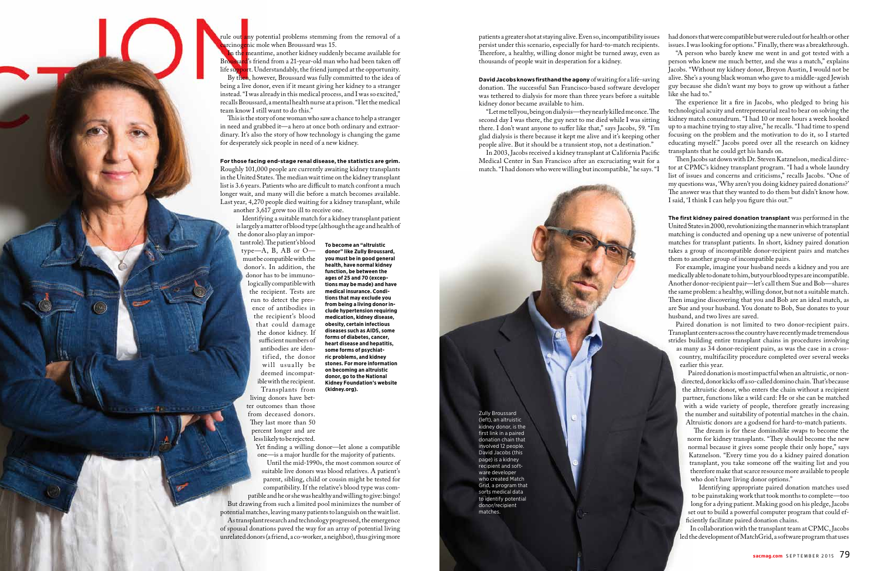rule out any potential problems stemming from the removal of a carcinogenic mole when Broussard was 15.

In the meantime, another kidney suddenly became available for Broussard's friend from a 21-year-old man who had been taken off life support. Understandably, the friend jumped at the opportunity.

By then, however, Broussard was fully committed to the idea of being a live donor, even if it meant giving her kidney to a stranger instead. "I was already in this medical process, and I was so excited," recalls Broussard, a mental health nurse at a prison. "I let the medical team know I still want to do this."

This is the story of one woman who saw a chance to help a stranger in need and grabbed it—a hero at once both ordinary and extraordinary. It's also the story of how technology is changing the game for desperately sick people in need of a new kidney.

**For those facing end-stage renal disease, the statistics are grim.** Roughly 101,000 people are currently awaiting kidney transplants in the United States. The median wait time on the kidney transplant list is 3.6 years. Patients who are difficult to match confront a much longer wait, and many will die before a match becomes available. Last year, 4,270 people died waiting for a kidney transplant, while another 3,617 grew too ill to receive one.

Identifying a suitable match for a kidney transplant patient is largely a matter of blood type (although the age and health of the donor also play an important role). The patient's blood type—A, B, AB or O—must be compatible with the donor's. In addition, the donor has to be immunologically compatible with the recipient. Tests are run to detect the presence of antibodies in the recipient's blood that could damage the donor kidney. If sufficient numbers of antibodies are identified, the donor will usually be deemed incompatible with the recipient.

Transplants from living donors have better outcomes than those from deceased donors. They last more than 50 percent longer and are less likely to be rejected.

**To become an "altruistic donor" like Zully Broussard, you must be in good general health, have normal kidney function, be between the ages of 25 and 70 (exceptions may be made) and have medical insurance. Conditions that may exclude you from being a living donor include hypertension requiring medication, kidney disease, obesity, certain infectious diseases such as AIDS, some forms of diabetes, cancer, heart disease and hepatitis, some forms of psychiatric problems, and kidney stones. For more information on becoming an altruistic donor, go to the National Kidney Foundation's website (kidney.org).**

Yet finding a willing donor—let alone a compatible one—is a major hurdle for the majority of patients.

Until the mid-1990s, the most common source of suitable live donors was blood relatives. A patient's parent, sibling, child or cousin might be tested for compatibility. If the relative's blood type was compatible and he or she was healthy and willing to give: bingo! But drawing from such a limited pool minimizes the number of potential matches, leaving many patients to languish on the wait list.

As transplant research and technology progressed, the emergence of spousal donations paved the way for an array of potential living unrelated donors (a friend, a co-worker, a neighbor), thus giving more patients a greater shot at staying alive. Even so, incompatibility issues persist under this scenario, especially for hard-to-match recipients. Therefore, a healthy, willing donor might be turned away, even as thousands of people wait in desperation for a kidney.

**David Jacobs knows firsthand the agony** of waiting for a life-saving donation. The successful San Francisco-based software developer was tethered to dialysis for more than three years before a suitable kidney donor became available to him.

"Let me tell you, being on dialysis—they nearly killed me once. The second day I was there, the guy next to me died while I was sitting there. I don't want anyone to suffer like that," says Jacobs, 59. "I'm glad dialysis is there because it kept me alive and it's keeping other people alive. But it should be a transient stop, not a destination."

In 2003, Jacobs received a kidney transplant at California Pacific Medical Center in San Francisco after an excruciating wait for a match. "I had donors who were willing but incompatible," he says. "I had donors that were compatible but were ruled out for health or other issues. I was looking for options." Finally, there was a breakthrough.

"A person who barely knew me went in and got tested with a person who knew me much better, and she was a match," explains Jacobs. "Without my kidney donor, Breyon Austin, I would not be alive. She's a young black woman who gave to a middle-aged Jewish guy because she didn't want my boys to grow up without a father like she had to."

The experience lit a fire in Jacobs, who pledged to bring his technological acuity and entrepreneurial zeal to bear on solving the kidney match conundrum. "I had 10 or more hours a week hooked up to a machine trying to stay alive," he recalls. "I had time to spend focusing on the problem and the motivation to do it, so I started educating myself." Jacobs pored over all the research on kidney transplants that he could get his hands on.

Then Jacobs sat down with Dr. Steven Katznelson, medical director at CPMC's kidney transplant program. "I had a whole laundry list of issues and concerns and criticisms," recalls Jacobs. "One of my questions was, 'Why aren't you doing kidney paired donations?' The answer was that they wanted to do them but didn't know how. I said, 'I think I can help you figure this out.'"

Zully Broussard (left), an altruistic kidney donor, is the first link in a paired donation chain that involved 12 people. David Jacobs (this page) is a kidney recipient and software developer who created Match Grid, a program that sorts medical data to identify potential donor/recipient matches.

**The first kidney paired donation transplant** was performed in the United States in 2000, revolutionizing the manner in which transplant matching is conducted and opening up a new universe of potential matches for transplant patients. In short, kidney paired donation takes a group of incompatible donor-recipient pairs and matches them to another group of incompatible pairs.

For example, imagine your husband needs a kidney and you are medically able to donate to him, but your blood types are incompatible. Another donor-recipient pair—let's call them Sue and Bob—shares the same problem: a healthy, willing donor, but not a suitable match. Then imagine discovering that you and Bob are an ideal match, as are Sue and your husband. You donate to Bob, Sue donates to your husband, and two lives are saved.

Paired donation is not limited to two donor-recipient pairs. Transplant centers across the country have recently made tremendous strides building entire transplant chains in procedures involving as many as 34 donor-recipient pairs, as was the case in a cross-country, multifacility procedure completed over several weeks earlier this year.

Paired donation is most impactful when an altruistic, or nondirected, donor kicks off a so-called domino chain. That's because the altruistic donor, who enters the chain without a recipient partner, functions like a wild card: He or she can be matched with a wide variety of people, therefore greatly increasing the number and suitability of potential matches in the chain. Altruistic donors are a godsend for hard-to-match patients.

The dream is for these dominolike swaps to become the norm for kidney transplants. "They should become the new normal because it gives some people their only hope," says Katznelson. "Every time you do a kidney paired donation transplant, you take someone off the waiting list and you therefore make that scarce resource more available to people who don't have living donor options."

Identifying appropriate paired donation matches used to be painstaking work that took months to complete—too long for a dying patient. Making good on his pledge, Jacobs set out to build a powerful computer program that could efficiently facilitate paired donation chains.

In collaboration with the transplant team at CPMC, Jacobs led the development of MatchGrid, a software program that uses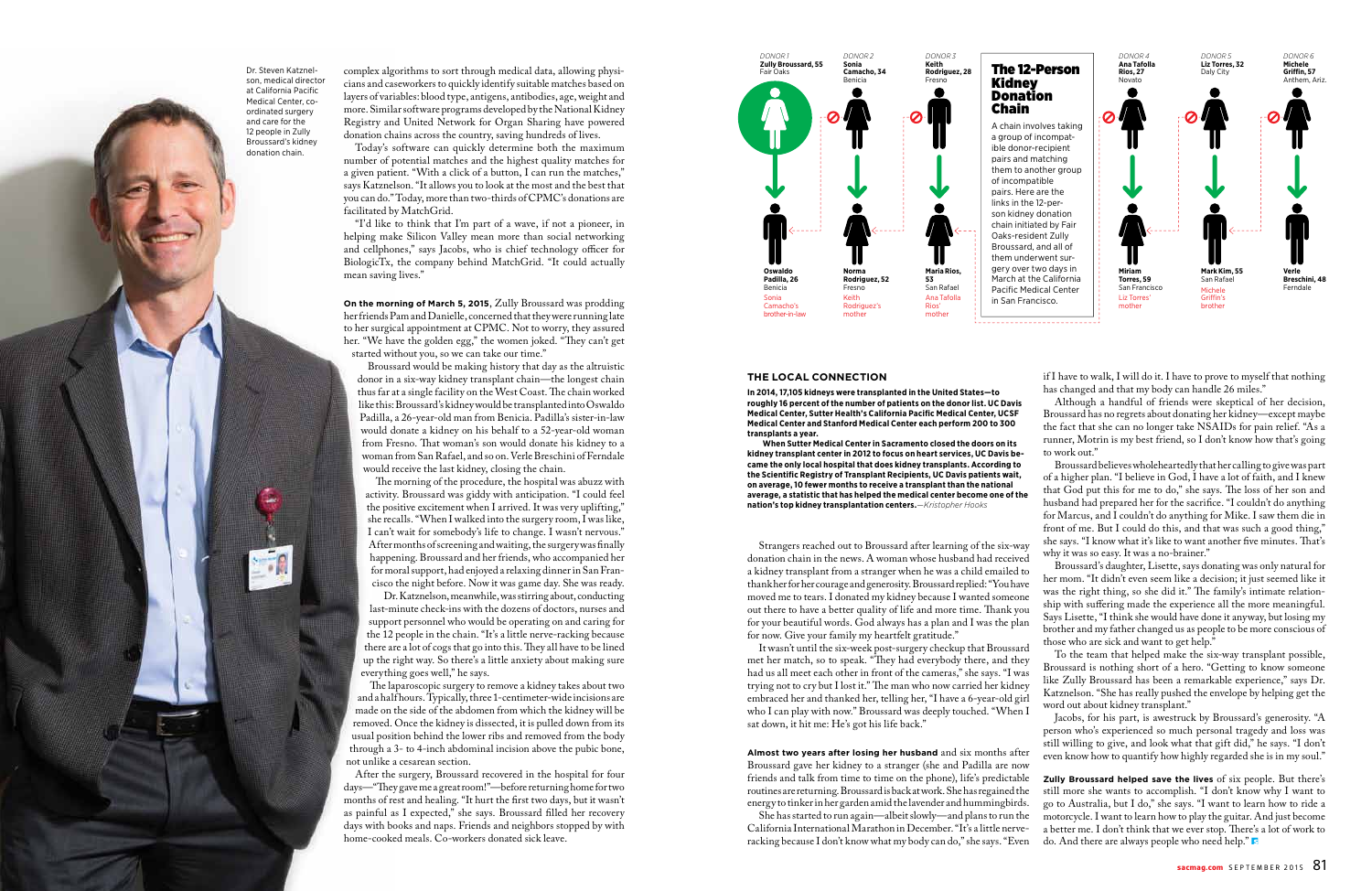Dr. Steven Katznelson, medical director at California Pacific Medical Center, coordinated surgery and care for the 12 people in Zully Broussard's kidney donation chain.

complex algorithms to sort through medical data, allowing physicians and caseworkers to quickly identify suitable matches based on layers of variables: blood type, antigens, antibodies, age, weight and more. Similar software programs developed by the National Kidney Registry and United Network for Organ Sharing have powered donation chains across the country, saving hundreds of lives.

Today's software can quickly determine both the maximum number of potential matches and the highest quality matches for a given patient. "With a click of a button, I can run the matches," says Katznelson. "It allows you to look at the most and the best that you can do." Today, more than two-thirds of CPMC's donations are facilitated by MatchGrid.

"I'd like to think that I'm part of a wave, if not a pioneer, in helping make Silicon Valley mean more than social networking and cellphones," says Jacobs, who is chief technology officer for BiologicTx, the company behind MatchGrid. "It could actually mean saving lives."

**On the morning of March 5, 2015**, Zully Broussard was prodding her friends Pam and Danielle, concerned that they were running late to her surgical appointment at CPMC. Not to worry, they assured her. "We have the golden egg," the women joked. "They can't get started without you, so we can take our time."

Broussard would be making history that day as the altruistic donor in a six-way kidney transplant chain—the longest chain thus far at a single facility on the West Coast. The chain worked like this: Broussard's kidney would be transplanted into Oswaldo Padilla, a 26-year-old man from Benicia. Padilla's sister-in-law would donate a kidney on his behalf to a 52-year-old woman from Fresno. That woman's son would donate his kidney to a woman from San Rafael, and so on. Verle Breschini of Ferndale would receive the last kidney, closing the chain.

The morning of the procedure, the hospital was abuzz with activity. Broussard was giddy with anticipation. "I could feel the positive excitement when I arrived. It was very uplifting," she recalls. "When I walked into the surgery room, I was like, I can't wait for somebody's life to change. I wasn't nervous." After months of screening and waiting, the surgery was finally happening. Broussard and her friends, who accompanied her for moral support, had enjoyed a relaxing dinner in San Francisco the night before. Now it was game day. She was ready.

Dr. Katznelson, meanwhile, was stirring about, conducting last-minute check-ins with the dozens of doctors, nurses and support personnel who would be operating on and caring for the 12 people in the chain. "It's a little nerve-racking because there are a lot of cogs that go into this. They all have to be lined up the right way. So there's a little anxiety about making sure everything goes well," he says.

The laparoscopic surgery to remove a kidney takes about two and a half hours. Typically, three 1-centimeter-wide incisions are made on the side of the abdomen from which the kidney will be removed. Once the kidney is dissected, it is pulled down from its usual position behind the lower ribs and removed from the body through a 3- to 4-inch abdominal incision above the pubic bone, not unlike a cesarean section.

After the surgery, Broussard recovered in the hospital for four days—"They gave me a great room!"—before returning home for two months of rest and healing. "It hurt the first two days, but it wasn't as painful as I expected," she says. Broussard filled her recovery days with books and naps. Friends and neighbors stopped by with home-cooked meals. Co-workers donated sick leave.

## The 12-Person Kidney Donation Chain

A chain involves taking a group of incompatible donor-recipient pairs and matching them to another group of incompatible pairs. Here are the links in the 12-person kidney donation chain initiated by Fair Oaks-resident Zully Broussard, and all of them underwent surgery over two days in March at the California Pacific Medical Center in San Francisco.

DONOR 1 **Zully Broussard, 55** Fair Oaks → **Oswaldo Padilla, 26** Benicia, Sonia Camacho's brother-in-law

DONOR 2 **Sonia Camacho, 34** Benicia → **Norma Rodriguez, 52** Fresno, Keith Rodriguez's mother

DONOR 3 **Keith Rodriguez, 28** Fresno → **Maria Rios, 53** San Rafael, Ana Tafolla Rios' mother

DONOR 4 **Ana Tafolla Rios, 27** Novato → **Miriam Torres, 59** San Francisco, Liz Torres' mother

DONOR 5 **Liz Torres, 32** Daly City → **Mark Kim, 55** San Rafael, Michele Griffin's brother

DONOR 6 **Michele Griffin, 57** Anthem, Ariz. → **Verle Breschini, 48** Ferndale

### THE LOCAL CONNECTION

**In 2014, 17,105 kidneys were transplanted in the United States—to roughly 16 percent of the number of patients on the donor list. UC Davis Medical Center, Sutter Health's California Pacific Medical Center, UCSF Medical Center and Stanford Medical Center each perform 200 to 300 transplants a year.**

**When Sutter Medical Center in Sacramento closed the doors on its kidney transplant center in 2012 to focus on heart services, UC Davis became the only local hospital that does kidney transplants. According to the Scientific Registry of Transplant Recipients, UC Davis patients wait, on average, 10 fewer months to receive a transplant than the national average, a statistic that has helped the medical center become one of the nation's top kidney transplantation centers.** *—Kristopher Hooks*

Strangers reached out to Broussard after learning of the six-way donation chain in the news. A woman whose husband had received a kidney transplant from a stranger when he was a child emailed to thank her for her courage and generosity. Broussard replied: "You have moved me to tears. I donated my kidney because I wanted someone out there to have a better quality of life and more time. Thank you for your beautiful words. God always has a plan and I was the plan for now. Give your family my heartfelt gratitude."

It wasn't until the six-week post-surgery checkup that Broussard met her match, so to speak. "They had everybody there, and they had us all meet each other in front of the cameras," she says. "I was trying not to cry but I lost it." The man who now carried her kidney embraced her and thanked her, telling her, "I have a 6-year-old girl who I can play with now." Broussard was deeply touched. "When I sat down, it hit me: He's got his life back."

**Almost two years after losing her husband** and six months after Broussard gave her kidney to a stranger (she and Padilla are now friends and talk from time to time on the phone), life's predictable routines are returning. Broussard is back at work. She has regained the energy to tinker in her garden amid the lavender and hummingbirds.

She has started to run again—albeit slowly—and plans to run the California International Marathon in December. "It's a little nerve-racking because I don't know what my body can do," she says. "Even if I have to walk, I will do it. I have to prove to myself that nothing has changed and that my body can handle 26 miles."

Although a handful of friends were skeptical of her decision, Broussard has no regrets about donating her kidney—except maybe the fact that she can no longer take NSAIDs for pain relief. "As a runner, Motrin is my best friend, so I don't know how that's going to work out."

Broussard believes wholeheartedly that her calling to give was part of a higher plan. "I believe in God, I have a lot of faith, and I knew that God put this for me to do," she says. The loss of her son and husband had prepared her for the sacrifice. "I couldn't do anything for Marcus, and I couldn't do anything for Mike. I saw them die in front of me. But I could do this, and that was such a good thing," she says. "I know what it's like to want another five minutes. That's why it was so easy. It was a no-brainer."

Broussard's daughter, Lisette, says donating was only natural for her mom. "It didn't even seem like a decision; it just seemed like it was the right thing, so she did it." The family's intimate relationship with suffering made the experience all the more meaningful. Says Lisette, "I think she would have done it anyway, but losing my brother and my father changed us as people to be more conscious of those who are sick and want to get help."

To the team that helped make the six-way transplant possible, Broussard is nothing short of a hero. "Getting to know someone like Zully Broussard has been a remarkable experience," says Dr. Katznelson. "She has really pushed the envelope by helping get the word out about kidney transplant."

Jacobs, for his part, is awestruck by Broussard's generosity. "A person who's experienced so much personal tragedy and loss was still willing to give, and look what that gift did," he says. "I don't even know how to quantify how highly regarded she is in my soul."

**Zully Broussard helped save the lives** of six people. But there's still more she wants to accomplish. "I don't know why I want to go to Australia, but I do," she says. "I want to learn how to ride a motorcycle. I want to learn how to play the guitar. And just become a better me. I don't think that we ever stop. There's a lot of work to do. And there are always people who need help."